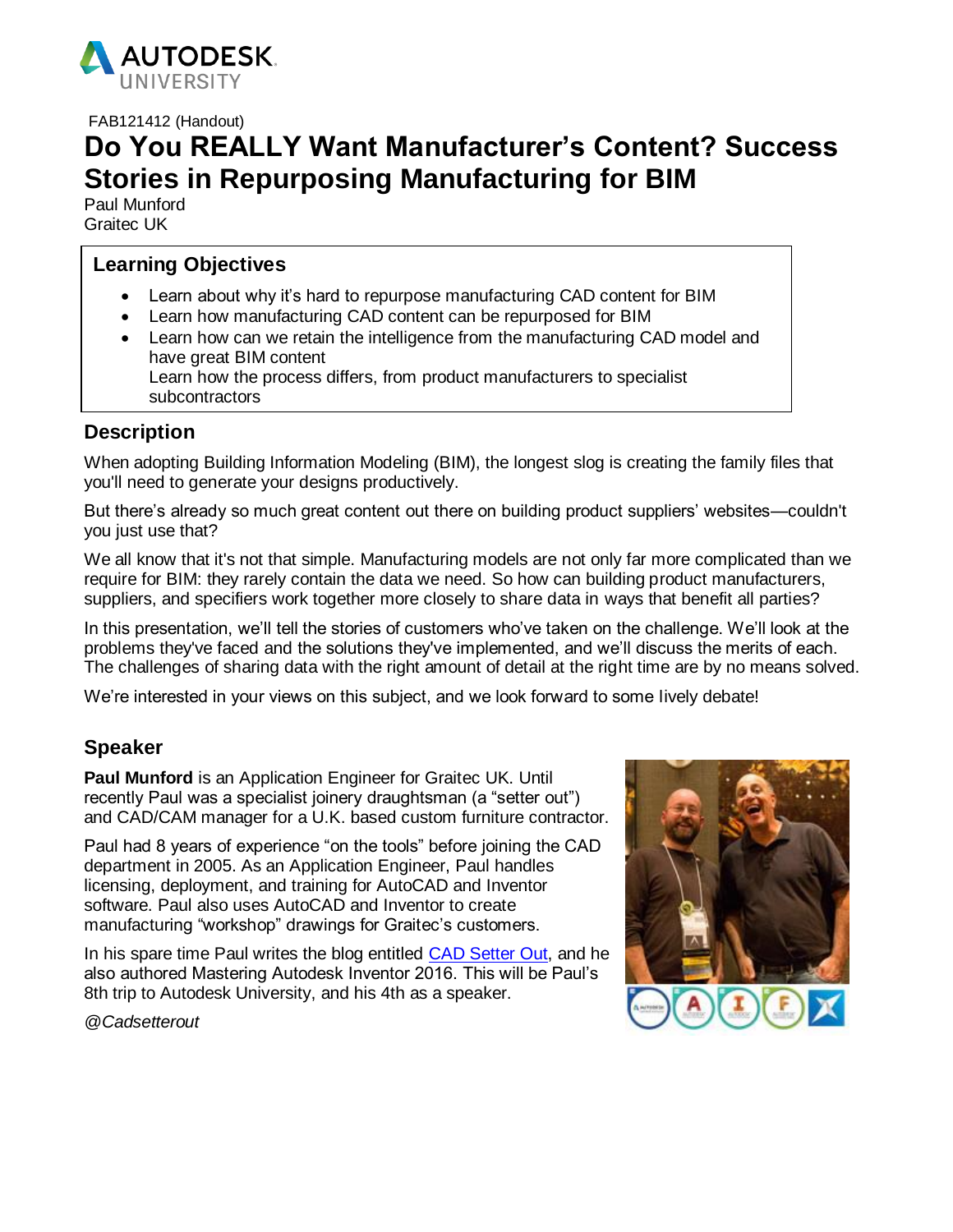FAB121412 (Handout)

# Do You REALLY Want Manufacturer's Content? Success Stories in Repurposing Manufacturing for BIM

Paul Munford
Graitec UK

## Learning Objectives

- Learn about why it's hard to repurpose manufacturing CAD content for BIM
- Learn how manufacturing CAD content can be repurposed for BIM
- Learn how can we retain the intelligence from the manufacturing CAD model and have great BIM content
  Learn how the process differs, from product manufacturers to specialist subcontractors

## Description

When adopting Building Information Modeling (BIM), the longest slog is creating the family files that you'll need to generate your designs productively.

But there's already so much great content out there on building product suppliers' websites—couldn't you just use that?

We all know that it's not that simple. Manufacturing models are not only far more complicated than we require for BIM: they rarely contain the data we need. So how can building product manufacturers, suppliers, and specifiers work together more closely to share data in ways that benefit all parties?

In this presentation, we'll tell the stories of customers who've taken on the challenge. We'll look at the problems they've faced and the solutions they've implemented, and we'll discuss the merits of each. The challenges of sharing data with the right amount of detail at the right time are by no means solved.

We're interested in your views on this subject, and we look forward to some lively debate!

## Speaker

**Paul Munford** is an Application Engineer for Graitec UK. Until recently Paul was a specialist joinery draughtsman (a "setter out") and CAD/CAM manager for a U.K. based custom furniture contractor.

Paul had 8 years of experience "on the tools" before joining the CAD department in 2005. As an Application Engineer, Paul handles licensing, deployment, and training for AutoCAD and Inventor software. Paul also uses AutoCAD and Inventor to create manufacturing "workshop" drawings for Graitec's customers.

In his spare time Paul writes the blog entitled CAD Setter Out, and he also authored Mastering Autodesk Inventor 2016. This will be Paul's 8th trip to Autodesk University, and his 4th as a speaker.

*@Cadsetterout*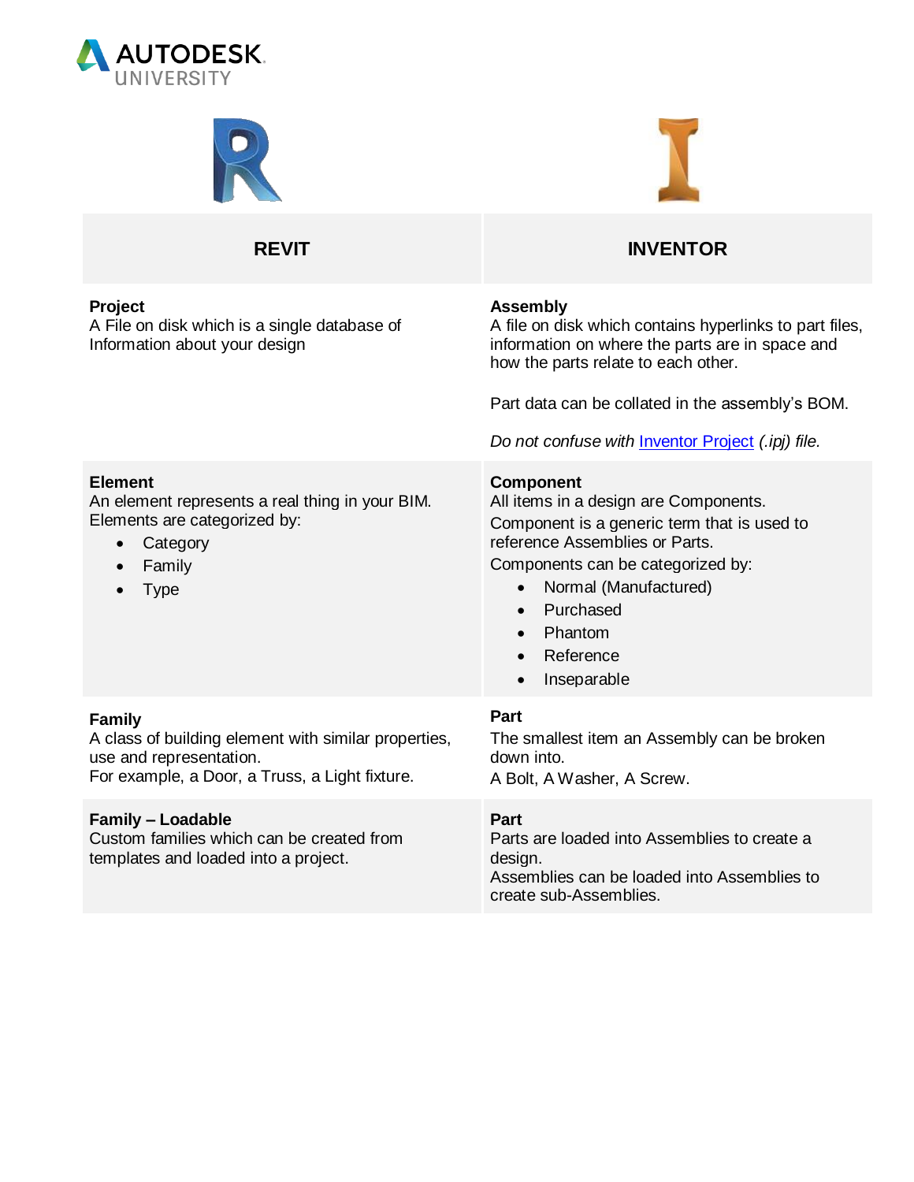| REVIT | INVENTOR |
| --- | --- |
| **Project**<br>A File on disk which is a single database of Information about your design | **Assembly**<br>A file on disk which contains hyperlinks to part files, information on where the parts are in space and how the parts relate to each other.<br><br>Part data can be collated in the assembly's BOM.<br><br>*Do not confuse with* [Inventor Project]() *(.ipj) file.* |
| **Element**<br>An element represents a real thing in your BIM. Elements are categorized by:<br>• Category<br>• Family<br>• Type | **Component**<br>All items in a design are Components.<br>Component is a generic term that is used to reference Assemblies or Parts.<br>Components can be categorized by:<br>• Normal (Manufactured)<br>• Purchased<br>• Phantom<br>• Reference<br>• Inseparable |
| **Family**<br>A class of building element with similar properties, use and representation.<br>For example, a Door, a Truss, a Light fixture. | **Part**<br>The smallest item an Assembly can be broken down into.<br>A Bolt, A Washer, A Screw. |
| **Family – Loadable**<br>Custom families which can be created from templates and loaded into a project. | **Part**<br>Parts are loaded into Assemblies to create a design.<br>Assemblies can be loaded into Assemblies to create sub-Assemblies. |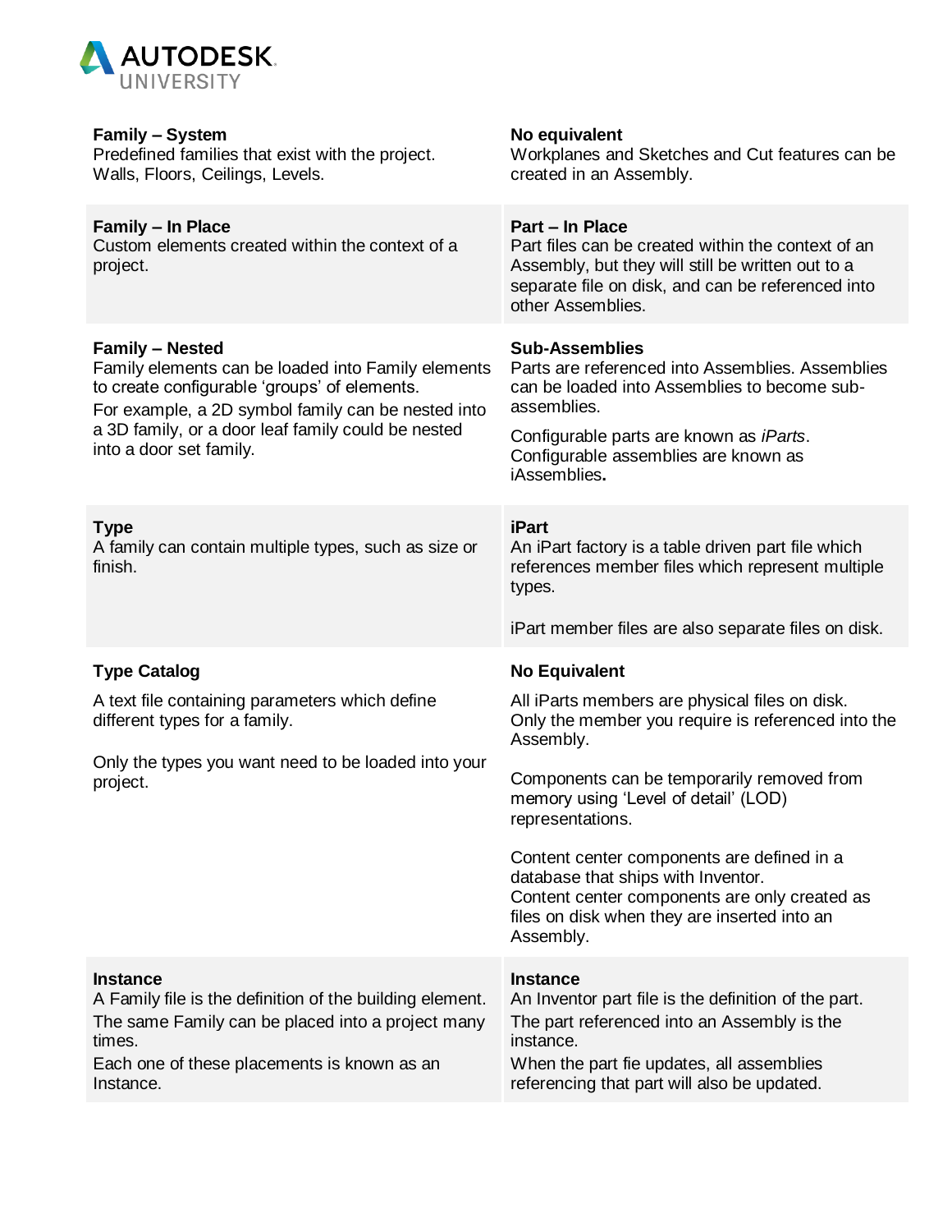| | |
|---|---|
| **Family – System**<br>Predefined families that exist with the project. Walls, Floors, Ceilings, Levels. | **No equivalent**<br>Workplanes and Sketches and Cut features can be created in an Assembly. |
| **Family – In Place**<br>Custom elements created within the context of a project. | **Part – In Place**<br>Part files can be created within the context of an Assembly, but they will still be written out to a separate file on disk, and can be referenced into other Assemblies. |
| **Family – Nested**<br>Family elements can be loaded into Family elements to create configurable 'groups' of elements.<br>For example, a 2D symbol family can be nested into a 3D family, or a door leaf family could be nested into a door set family. | **Sub-Assemblies**<br>Parts are referenced into Assemblies. Assemblies can be loaded into Assemblies to become sub-assemblies.<br>Configurable parts are known as *iParts*. Configurable assemblies are known as iAssemblies. |
| **Type**<br>A family can contain multiple types, such as size or finish. | **iPart**<br>An iPart factory is a table driven part file which references member files which represent multiple types.<br>iPart member files are also separate files on disk. |
| **Type Catalog**<br>A text file containing parameters which define different types for a family.<br>Only the types you want need to be loaded into your project. | **No Equivalent**<br>All iParts members are physical files on disk. Only the member you require is referenced into the Assembly.<br>Components can be temporarily removed from memory using 'Level of detail' (LOD) representations.<br>Content center components are defined in a database that ships with Inventor.<br>Content center components are only created as files on disk when they are inserted into an Assembly. |
| **Instance**<br>A Family file is the definition of the building element.<br>The same Family can be placed into a project many times.<br>Each one of these placements is known as an Instance. | **Instance**<br>An Inventor part file is the definition of the part.<br>The part referenced into an Assembly is the instance.<br>When the part fie updates, all assemblies referencing that part will also be updated. |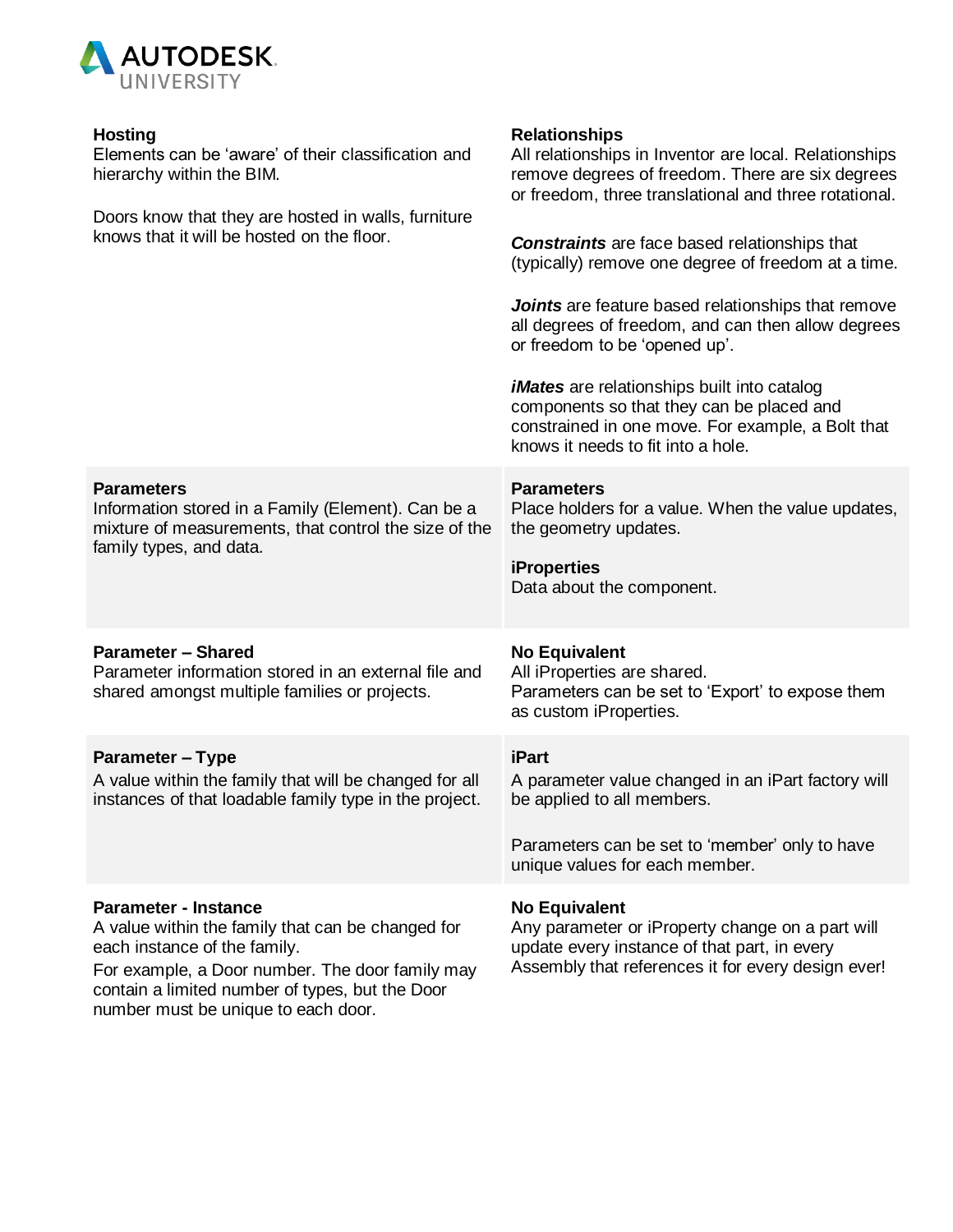| | |
|---|---|
| **Hosting**<br>Elements can be 'aware' of their classification and hierarchy within the BIM.<br><br>Doors know that they are hosted in walls, furniture knows that it will be hosted on the floor. | **Relationships**<br>All relationships in Inventor are local. Relationships remove degrees of freedom. There are six degrees or freedom, three translational and three rotational.<br><br>***Constraints*** are face based relationships that (typically) remove one degree of freedom at a time.<br><br>***Joints*** are feature based relationships that remove all degrees of freedom, and can then allow degrees or freedom to be 'opened up'.<br><br>***iMates*** are relationships built into catalog components so that they can be placed and constrained in one move. For example, a Bolt that knows it needs to fit into a hole. |
| **Parameters**<br>Information stored in a Family (Element). Can be a mixture of measurements, that control the size of the family types, and data. | **Parameters**<br>Place holders for a value. When the value updates, the geometry updates.<br><br>**iProperties**<br>Data about the component. |
| **Parameter – Shared**<br>Parameter information stored in an external file and shared amongst multiple families or projects. | **No Equivalent**<br>All iProperties are shared.<br>Parameters can be set to 'Export' to expose them as custom iProperties. |
| **Parameter – Type**<br>A value within the family that will be changed for all instances of that loadable family type in the project. | **iPart**<br>A parameter value changed in an iPart factory will be applied to all members.<br><br>Parameters can be set to 'member' only to have unique values for each member. |
| **Parameter - Instance**<br>A value within the family that can be changed for each instance of the family.<br>For example, a Door number. The door family may contain a limited number of types, but the Door number must be unique to each door. | **No Equivalent**<br>Any parameter or iProperty change on a part will update every instance of that part, in every Assembly that references it for every design ever! |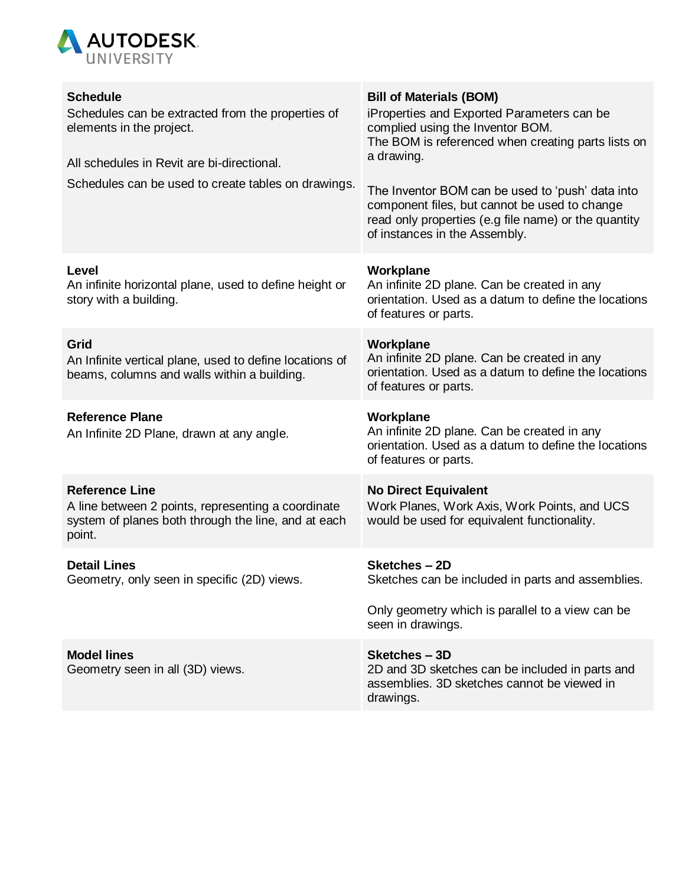| | |
|---|---|
| **Schedule**<br>Schedules can be extracted from the properties of elements in the project.<br><br>All schedules in Revit are bi-directional.<br><br>Schedules can be used to create tables on drawings. | **Bill of Materials (BOM)**<br>iProperties and Exported Parameters can be complied using the Inventor BOM.<br>The BOM is referenced when creating parts lists on a drawing.<br><br>The Inventor BOM can be used to 'push' data into component files, but cannot be used to change read only properties (e.g file name) or the quantity of instances in the Assembly. |
| **Level**<br>An infinite horizontal plane, used to define height or story with a building. | **Workplane**<br>An infinite 2D plane. Can be created in any orientation. Used as a datum to define the locations of features or parts. |
| **Grid**<br>An Infinite vertical plane, used to define locations of beams, columns and walls within a building. | **Workplane**<br>An infinite 2D plane. Can be created in any orientation. Used as a datum to define the locations of features or parts. |
| **Reference Plane**<br>An Infinite 2D Plane, drawn at any angle. | **Workplane**<br>An infinite 2D plane. Can be created in any orientation. Used as a datum to define the locations of features or parts. |
| **Reference Line**<br>A line between 2 points, representing a coordinate system of planes both through the line, and at each point. | **No Direct Equivalent**<br>Work Planes, Work Axis, Work Points, and UCS would be used for equivalent functionality. |
| **Detail Lines**<br>Geometry, only seen in specific (2D) views. | **Sketches – 2D**<br>Sketches can be included in parts and assemblies.<br><br>Only geometry which is parallel to a view can be seen in drawings. |
| **Model lines**<br>Geometry seen in all (3D) views. | **Sketches – 3D**<br>2D and 3D sketches can be included in parts and assemblies. 3D sketches cannot be viewed in drawings. |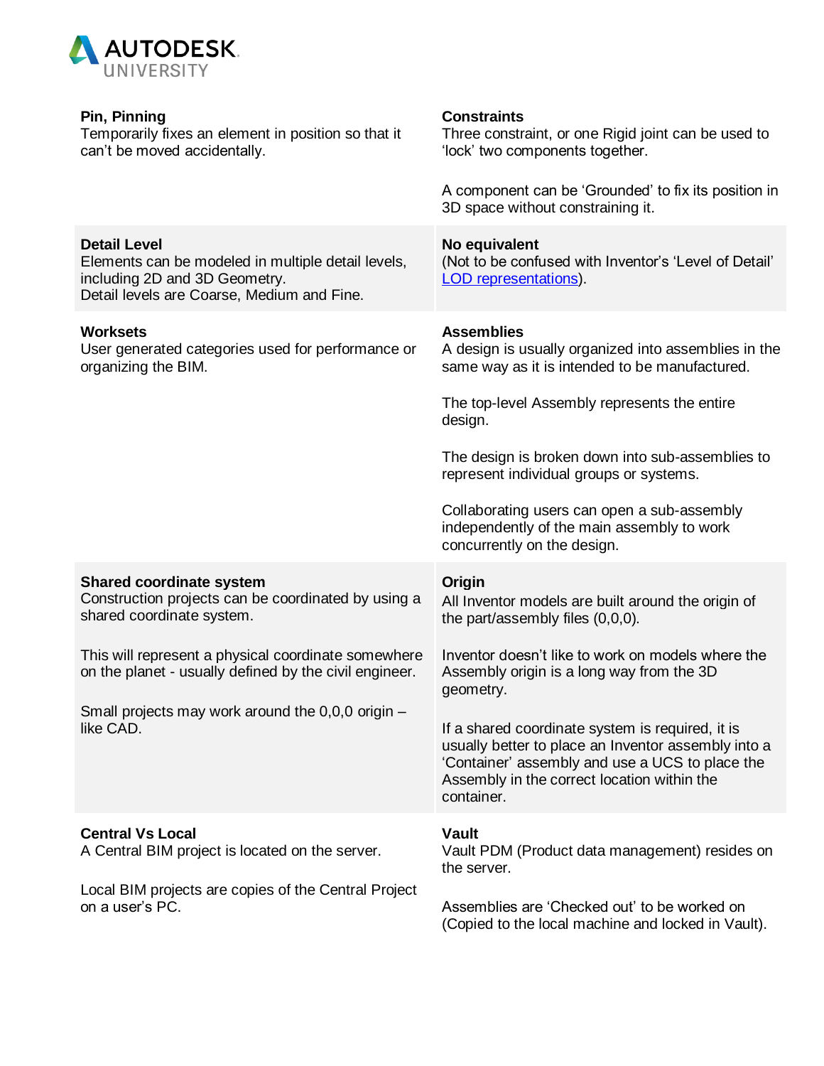| | |
|---|---|
| **Pin, Pinning**<br>Temporarily fixes an element in position so that it can't be moved accidentally. | **Constraints**<br>Three constraint, or one Rigid joint can be used to 'lock' two components together.<br><br>A component can be 'Grounded' to fix its position in 3D space without constraining it. |
| **Detail Level**<br>Elements can be modeled in multiple detail levels, including 2D and 3D Geometry.<br>Detail levels are Coarse, Medium and Fine. | **No equivalent**<br>(Not to be confused with Inventor's 'Level of Detail' LOD representations). |
| **Worksets**<br>User generated categories used for performance or organizing the BIM. | **Assemblies**<br>A design is usually organized into assemblies in the same way as it is intended to be manufactured.<br><br>The top-level Assembly represents the entire design.<br><br>The design is broken down into sub-assemblies to represent individual groups or systems.<br><br>Collaborating users can open a sub-assembly independently of the main assembly to work concurrently on the design. |
| **Shared coordinate system**<br>Construction projects can be coordinated by using a shared coordinate system.<br><br>This will represent a physical coordinate somewhere on the planet - usually defined by the civil engineer.<br><br>Small projects may work around the 0,0,0 origin – like CAD. | **Origin**<br>All Inventor models are built around the origin of the part/assembly files (0,0,0).<br><br>Inventor doesn't like to work on models where the Assembly origin is a long way from the 3D geometry.<br><br>If a shared coordinate system is required, it is usually better to place an Inventor assembly into a 'Container' assembly and use a UCS to place the Assembly in the correct location within the container. |
| **Central Vs Local**<br>A Central BIM project is located on the server.<br><br>Local BIM projects are copies of the Central Project on a user's PC. | **Vault**<br>Vault PDM (Product data management) resides on the server.<br><br>Assemblies are 'Checked out' to be worked on (Copied to the local machine and locked in Vault). |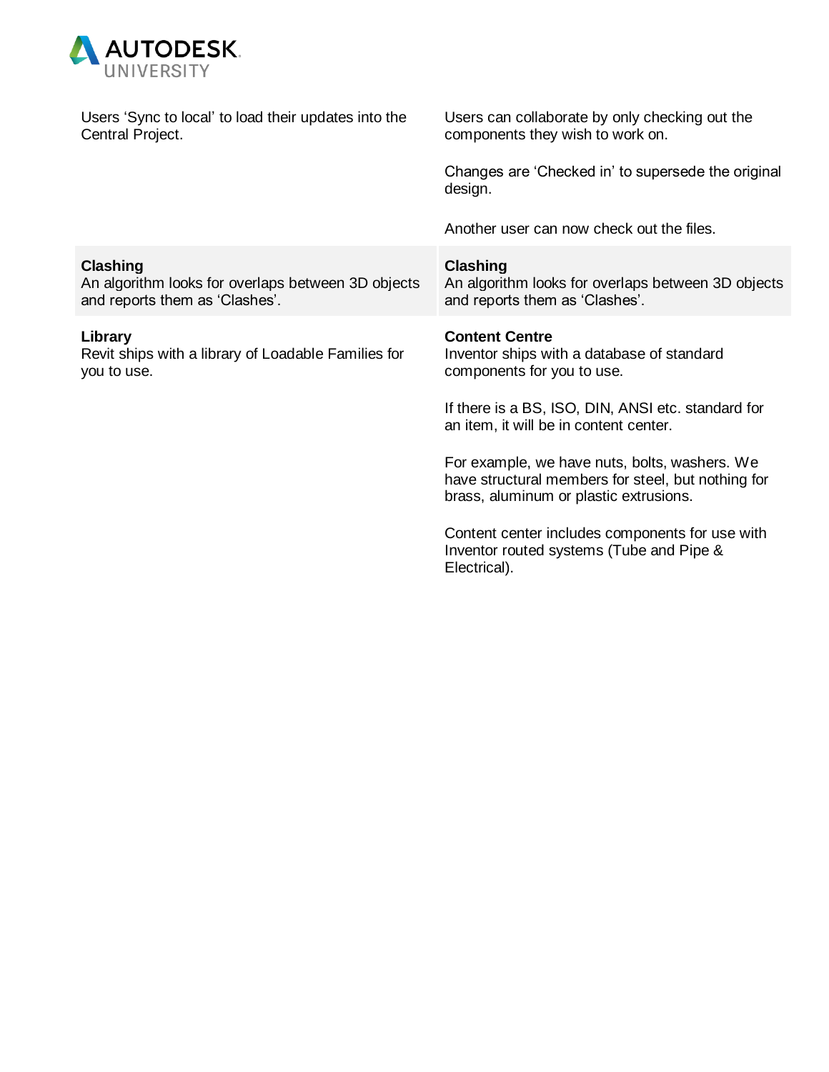| | |
|---|---|
| Users ‘Sync to local’ to load their updates into the Central Project. | Users can collaborate by only checking out the components they wish to work on.<br><br>Changes are ‘Checked in’ to supersede the original design.<br><br>Another user can now check out the files. |
| **Clashing**<br>An algorithm looks for overlaps between 3D objects and reports them as ‘Clashes’. | **Clashing**<br>An algorithm looks for overlaps between 3D objects and reports them as ‘Clashes’. |
| **Library**<br>Revit ships with a library of Loadable Families for you to use. | **Content Centre**<br>Inventor ships with a database of standard components for you to use.<br><br>If there is a BS, ISO, DIN, ANSI etc. standard for an item, it will be in content center.<br><br>For example, we have nuts, bolts, washers. We have structural members for steel, but nothing for brass, aluminum or plastic extrusions.<br><br>Content center includes components for use with Inventor routed systems (Tube and Pipe & Electrical). |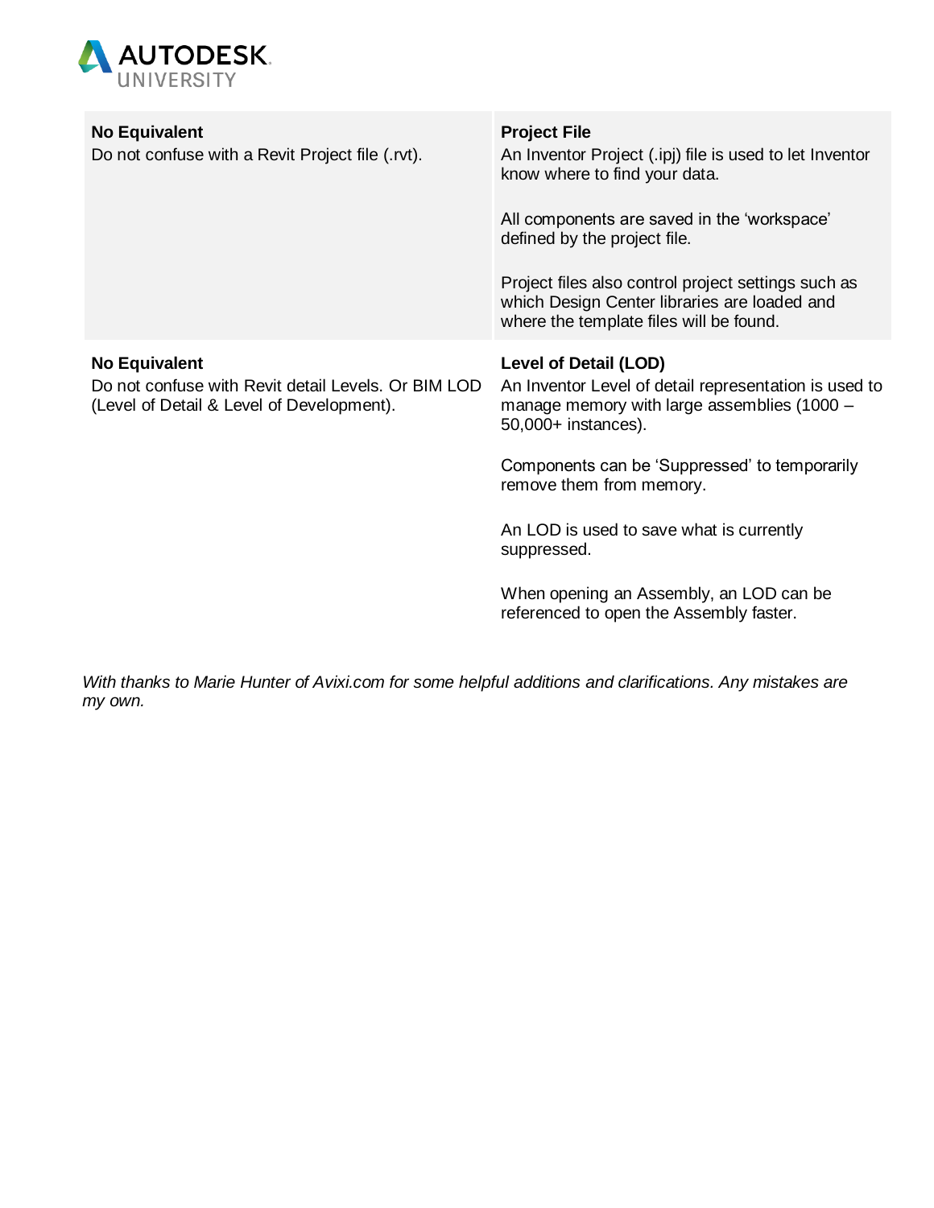| | |
|---|---|
| **No Equivalent**<br>Do not confuse with a Revit Project file (.rvt). | **Project File**<br>An Inventor Project (.ipj) file is used to let Inventor know where to find your data.<br><br>All components are saved in the 'workspace' defined by the project file.<br><br>Project files also control project settings such as which Design Center libraries are loaded and where the template files will be found. |
| **No Equivalent**<br>Do not confuse with Revit detail Levels. Or BIM LOD (Level of Detail & Level of Development). | **Level of Detail (LOD)**<br>An Inventor Level of detail representation is used to manage memory with large assemblies (1000 – 50,000+ instances).<br><br>Components can be 'Suppressed' to temporarily remove them from memory.<br><br>An LOD is used to save what is currently suppressed.<br><br>When opening an Assembly, an LOD can be referenced to open the Assembly faster. |

*With thanks to Marie Hunter of Avixi.com for some helpful additions and clarifications. Any mistakes are my own.*